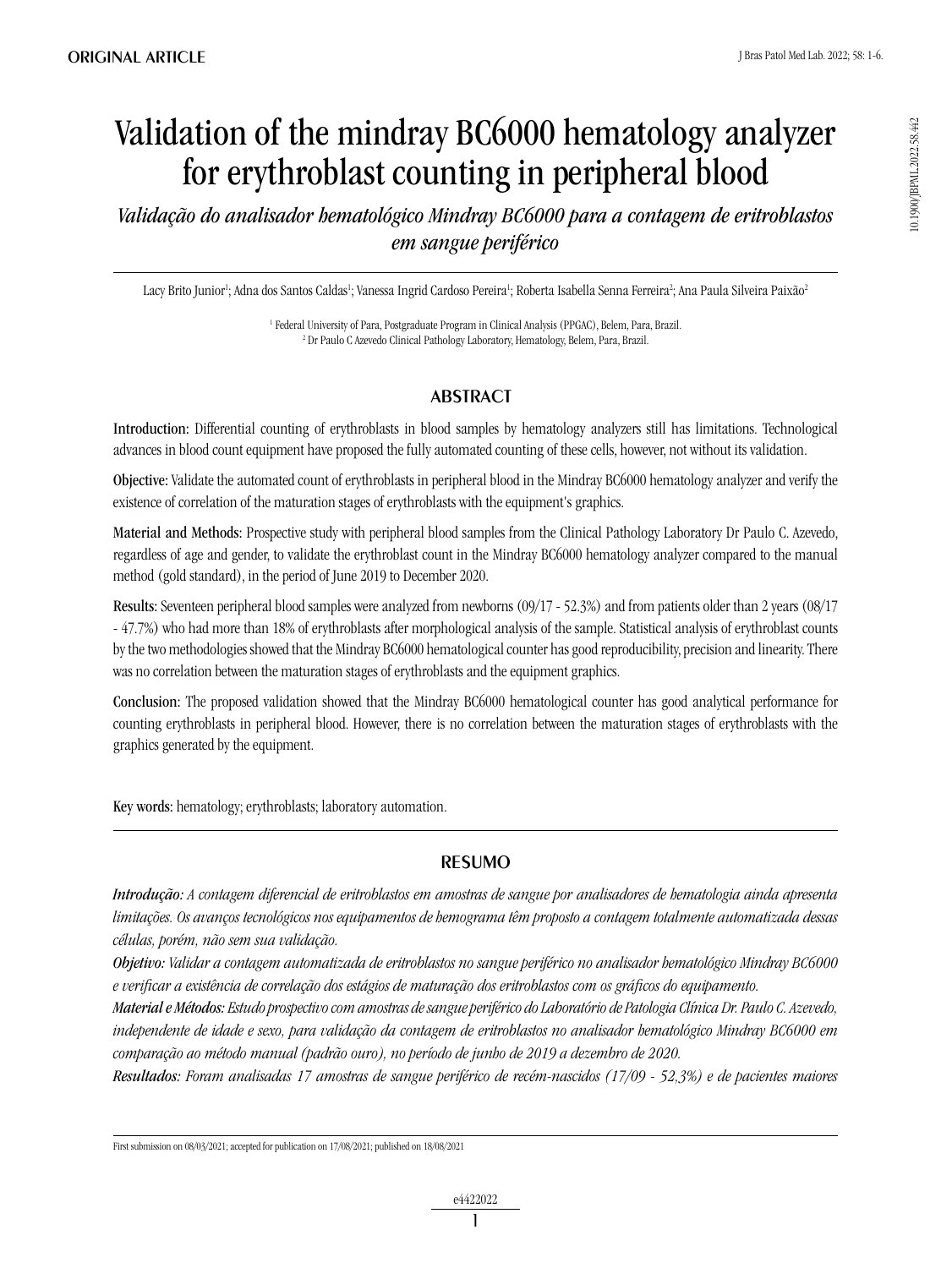ORIGINAL ARTICLE

# Validation of the mindray BC6000 hematology analyzer for erythroblast counting in peripheral blood

*Validação do analisador hematológico Mindray BC6000 para a contagem de eritroblastos em sangue periférico*

Lacy Brito Junior[1]; Adna dos Santos Caldas[1]; Vanessa Ingrid Cardoso Pereira[1]; Roberta Isabella Senna Ferreira[2]; Ana Paula Silveira Paixão[2]

[1] Federal University of Para, Postgraduate Program in Clinical Analysis (PPGAC), Belem, Para, Brazil.
[2] Dr Paulo C Azevedo Clinical Pathology Laboratory, Hematology, Belem, Para, Brazil.

10.1900/JBPML.2022.58.442

## ABSTRACT

**Introduction:** Differential counting of erythroblasts in blood samples by hematology analyzers still has limitations. Technological advances in blood count equipment have proposed the fully automated counting of these cells, however, not without its validation.

**Objective:** Validate the automated count of erythroblasts in peripheral blood in the Mindray BC6000 hematology analyzer and verify the existence of correlation of the maturation stages of erythroblasts with the equipment's graphics.

**Material and Methods:** Prospective study with peripheral blood samples from the Clinical Pathology Laboratory Dr Paulo C. Azevedo, regardless of age and gender, to validate the erythroblast count in the Mindray BC6000 hematology analyzer compared to the manual method (gold standard), in the period of June 2019 to December 2020.

**Results:** Seventeen peripheral blood samples were analyzed from newborns (09/17 - 52.3%) and from patients older than 2 years (08/17 - 47.7%) who had more than 18% of erythroblasts after morphological analysis of the sample. Statistical analysis of erythroblast counts by the two methodologies showed that the Mindray BC6000 hematological counter has good reproducibility, precision and linearity. There was no correlation between the maturation stages of erythroblasts and the equipment graphics.

**Conclusion:** The proposed validation showed that the Mindray BC6000 hematological counter has good analytical performance for counting erythroblasts in peripheral blood. However, there is no correlation between the maturation stages of erythroblasts with the graphics generated by the equipment.

**Key words:** hematology; erythroblasts; laboratory automation.

## RESUMO

***Introdução:*** *A contagem diferencial de eritroblastos em amostras de sangue por analisadores de hematologia ainda apresenta limitações. Os avanços tecnológicos nos equipamentos de hemograma têm proposto a contagem totalmente automatizada dessas células, porém, não sem sua validação.*

***Objetivo:*** *Validar a contagem automatizada de eritroblastos no sangue periférico no analisador hematológico Mindray BC6000 e verificar a existência de correlação dos estágios de maturação dos eritroblastos com os gráficos do equipamento.*

***Material e Métodos:*** *Estudo prospectivo com amostras de sangue periférico do Laboratório de Patologia Clínica Dr. Paulo C. Azevedo, independente de idade e sexo, para validação da contagem de eritroblastos no analisador hematológico Mindray BC6000 em comparação ao método manual (padrão ouro), no período de junho de 2019 a dezembro de 2020.*

***Resultados:*** *Foram analisadas 17 amostras de sangue periférico de recém-nascidos (17/09 - 52,3%) e de pacientes maiores*

First submission on 08/03/2021; accepted for publication on 17/08/2021; published on 18/08/2021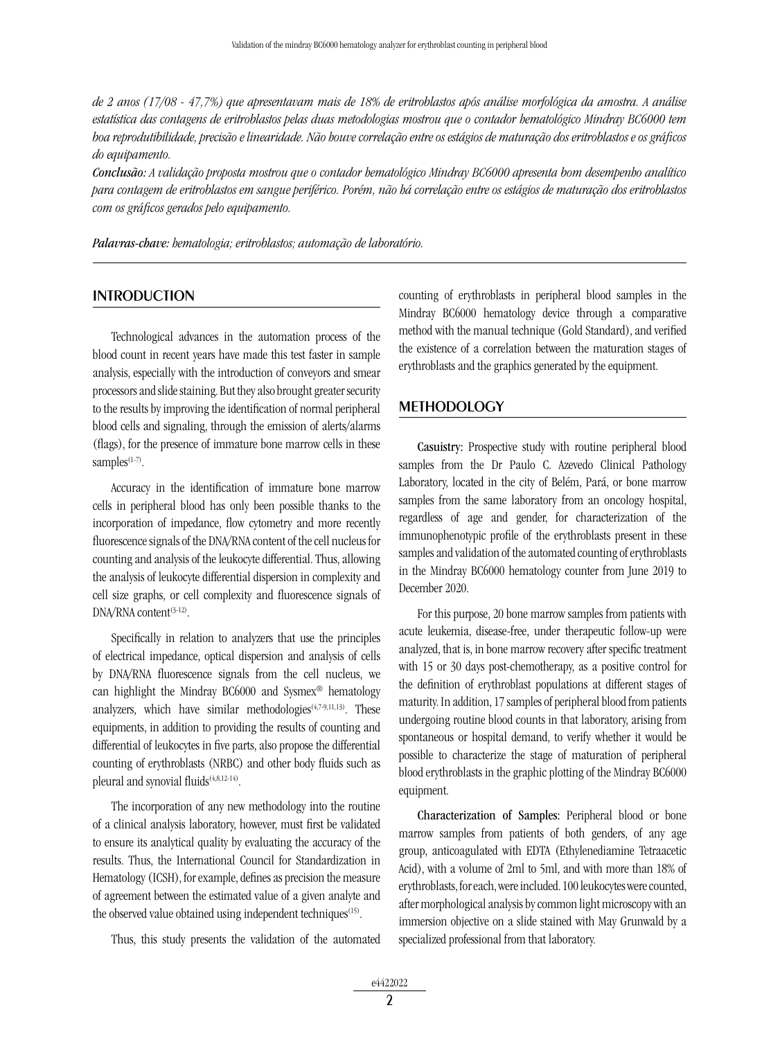*de 2 anos (17/08 - 47,7%) que apresentavam mais de 18% de eritroblastos após análise morfológica da amostra. A análise estatística das contagens de eritroblastos pelas duas metodologias mostrou que o contador hematológico Mindray BC6000 tem boa reprodutibilidade, precisão e linearidade. Não houve correlação entre os estágios de maturação dos eritroblastos e os gráficos do equipamento.*

***Conclusão:*** *A validação proposta mostrou que o contador hematológico Mindray BC6000 apresenta bom desempenho analítico para contagem de eritroblastos em sangue periférico. Porém, não há correlação entre os estágios de maturação dos eritroblastos com os gráficos gerados pelo equipamento.*

***Palavras-chave:*** *hematologia; eritroblastos; automação de laboratório.*

## INTRODUCTION

Technological advances in the automation process of the blood count in recent years have made this test faster in sample analysis, especially with the introduction of conveyors and smear processors and slide staining. But they also brought greater security to the results by improving the identification of normal peripheral blood cells and signaling, through the emission of alerts/alarms (flags), for the presence of immature bone marrow cells in these samples[1-7].

Accuracy in the identification of immature bone marrow cells in peripheral blood has only been possible thanks to the incorporation of impedance, flow cytometry and more recently fluorescence signals of the DNA/RNA content of the cell nucleus for counting and analysis of the leukocyte differential. Thus, allowing the analysis of leukocyte differential dispersion in complexity and cell size graphs, or cell complexity and fluorescence signals of DNA/RNA content[3-12].

Specifically in relation to analyzers that use the principles of electrical impedance, optical dispersion and analysis of cells by DNA/RNA fluorescence signals from the cell nucleus, we can highlight the Mindray BC6000 and Sysmex® hematology analyzers, which have similar methodologies[4,7-9,11,13]. These equipments, in addition to providing the results of counting and differential of leukocytes in five parts, also propose the differential counting of erythroblasts (NRBC) and other body fluids such as pleural and synovial fluids[4,8,12-14].

The incorporation of any new methodology into the routine of a clinical analysis laboratory, however, must first be validated to ensure its analytical quality by evaluating the accuracy of the results. Thus, the International Council for Standardization in Hematology (ICSH), for example, defines as precision the measure of agreement between the estimated value of a given analyte and the observed value obtained using independent techniques[15].

Thus, this study presents the validation of the automated counting of erythroblasts in peripheral blood samples in the Mindray BC6000 hematology device through a comparative method with the manual technique (Gold Standard), and verified the existence of a correlation between the maturation stages of erythroblasts and the graphics generated by the equipment.

## METHODOLOGY

**Casuistry:** Prospective study with routine peripheral blood samples from the Dr Paulo C. Azevedo Clinical Pathology Laboratory, located in the city of Belém, Pará, or bone marrow samples from the same laboratory from an oncology hospital, regardless of age and gender, for characterization of the immunophenotypic profile of the erythroblasts present in these samples and validation of the automated counting of erythroblasts in the Mindray BC6000 hematology counter from June 2019 to December 2020.

For this purpose, 20 bone marrow samples from patients with acute leukemia, disease-free, under therapeutic follow-up were analyzed, that is, in bone marrow recovery after specific treatment with 15 or 30 days post-chemotherapy, as a positive control for the definition of erythroblast populations at different stages of maturity. In addition, 17 samples of peripheral blood from patients undergoing routine blood counts in that laboratory, arising from spontaneous or hospital demand, to verify whether it would be possible to characterize the stage of maturation of peripheral blood erythroblasts in the graphic plotting of the Mindray BC6000 equipment.

**Characterization of Samples:** Peripheral blood or bone marrow samples from patients of both genders, of any age group, anticoagulated with EDTA (Ethylenediamine Tetraacetic Acid), with a volume of 2ml to 5ml, and with more than 18% of erythroblasts, for each, were included. 100 leukocytes were counted, after morphological analysis by common light microscopy with an immersion objective on a slide stained with May Grunwald by a specialized professional from that laboratory.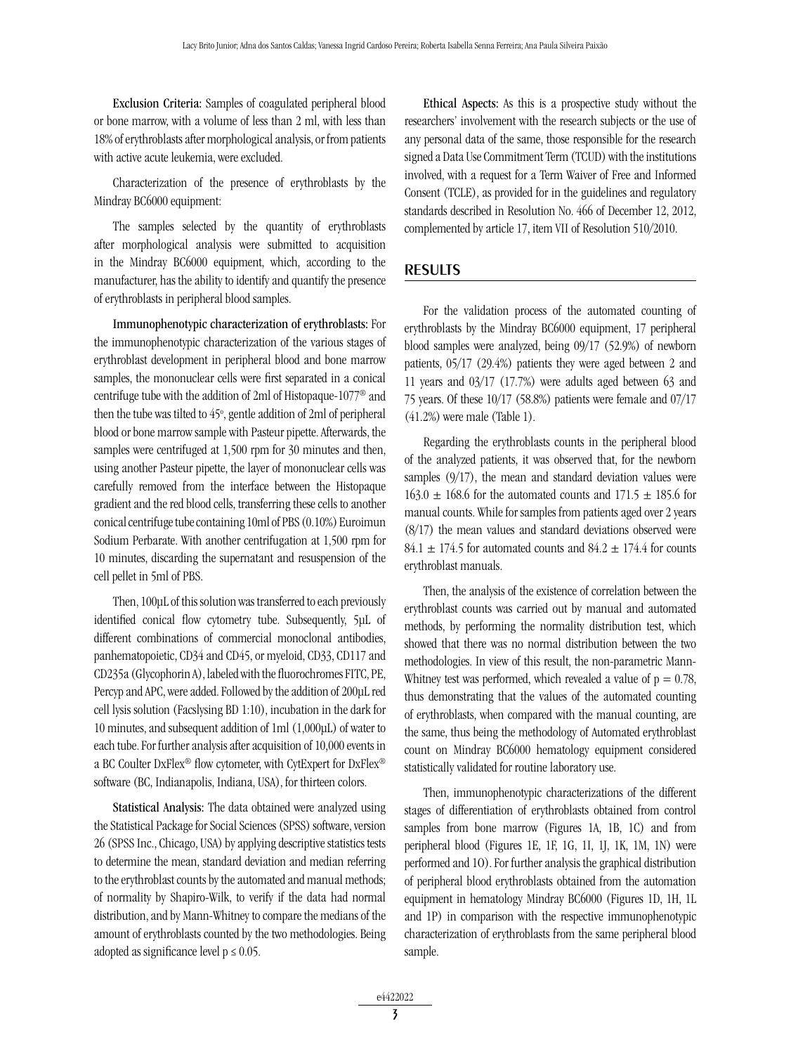**Exclusion Criteria:** Samples of coagulated peripheral blood or bone marrow, with a volume of less than 2 ml, with less than 18% of erythroblasts after morphological analysis, or from patients with active acute leukemia, were excluded.

Characterization of the presence of erythroblasts by the Mindray BC6000 equipment:

The samples selected by the quantity of erythroblasts after morphological analysis were submitted to acquisition in the Mindray BC6000 equipment, which, according to the manufacturer, has the ability to identify and quantify the presence of erythroblasts in peripheral blood samples.

**Immunophenotypic characterization of erythroblasts:** For the immunophenotypic characterization of the various stages of erythroblast development in peripheral blood and bone marrow samples, the mononuclear cells were first separated in a conical centrifuge tube with the addition of 2ml of Histopaque-1077® and then the tube was tilted to 45º, gentle addition of 2ml of peripheral blood or bone marrow sample with Pasteur pipette. Afterwards, the samples were centrifuged at 1,500 rpm for 30 minutes and then, using another Pasteur pipette, the layer of mononuclear cells was carefully removed from the interface between the Histopaque gradient and the red blood cells, transferring these cells to another conical centrifuge tube containing 10ml of PBS (0.10%) Euroimun Sodium Perbarate. With another centrifugation at 1,500 rpm for 10 minutes, discarding the supernatant and resuspension of the cell pellet in 5ml of PBS.

Then, 100µL of this solution was transferred to each previously identified conical flow cytometry tube. Subsequently, 5µL of different combinations of commercial monoclonal antibodies, panhematopoietic, CD34 and CD45, or myeloid, CD33, CD117 and CD235a (Glycophorin A), labeled with the fluorochromes FITC, PE, Percyp and APC, were added. Followed by the addition of 200µL red cell lysis solution (Facslysing BD 1:10), incubation in the dark for 10 minutes, and subsequent addition of 1ml (1,000µL) of water to each tube. For further analysis after acquisition of 10,000 events in a BC Coulter DxFlex® flow cytometer, with CytExpert for DxFlex® software (BC, Indianapolis, Indiana, USA), for thirteen colors.

**Statistical Analysis:** The data obtained were analyzed using the Statistical Package for Social Sciences (SPSS) software, version 26 (SPSS Inc., Chicago, USA) by applying descriptive statistics tests to determine the mean, standard deviation and median referring to the erythroblast counts by the automated and manual methods; of normality by Shapiro-Wilk, to verify if the data had normal distribution, and by Mann-Whitney to compare the medians of the amount of erythroblasts counted by the two methodologies. Being adopted as significance level $p \leq 0.05$.

**Ethical Aspects:** As this is a prospective study without the researchers' involvement with the research subjects or the use of any personal data of the same, those responsible for the research signed a Data Use Commitment Term (TCUD) with the institutions involved, with a request for a Term Waiver of Free and Informed Consent (TCLE), as provided for in the guidelines and regulatory standards described in Resolution No. 466 of December 12, 2012, complemented by article 17, item VII of Resolution 510/2010.

## RESULTS

For the validation process of the automated counting of erythroblasts by the Mindray BC6000 equipment, 17 peripheral blood samples were analyzed, being 09/17 (52.9%) of newborn patients, 05/17 (29.4%) patients they were aged between 2 and 11 years and 03/17 (17.7%) were adults aged between 63 and 75 years. Of these 10/17 (58.8%) patients were female and 07/17 (41.2%) were male (Table 1).

Regarding the erythroblasts counts in the peripheral blood of the analyzed patients, it was observed that, for the newborn samples (9/17), the mean and standard deviation values were $163.0 \pm 168.6$ for the automated counts and $171.5 \pm 185.6$ for manual counts. While for samples from patients aged over 2 years (8/17) the mean values and standard deviations observed were $84.1 \pm 174.5$ for automated counts and $84.2 \pm 174.4$ for counts erythroblast manuals.

Then, the analysis of the existence of correlation between the erythroblast counts was carried out by manual and automated methods, by performing the normality distribution test, which showed that there was no normal distribution between the two methodologies. In view of this result, the non-parametric Mann-Whitney test was performed, which revealed a value of $p = 0.78$, thus demonstrating that the values of the automated counting of erythroblasts, when compared with the manual counting, are the same, thus being the methodology of Automated erythroblast count on Mindray BC6000 hematology equipment considered statistically validated for routine laboratory use.

Then, immunophenotypic characterizations of the different stages of differentiation of erythroblasts obtained from control samples from bone marrow (Figures 1A, 1B, 1C) and from peripheral blood (Figures 1E, 1F, 1G, 1I, 1J, 1K, 1M, 1N) were performed and 1O). For further analysis the graphical distribution of peripheral blood erythroblasts obtained from the automation equipment in hematology Mindray BC6000 (Figures 1D, 1H, 1L and 1P) in comparison with the respective immunophenotypic characterization of erythroblasts from the same peripheral blood sample.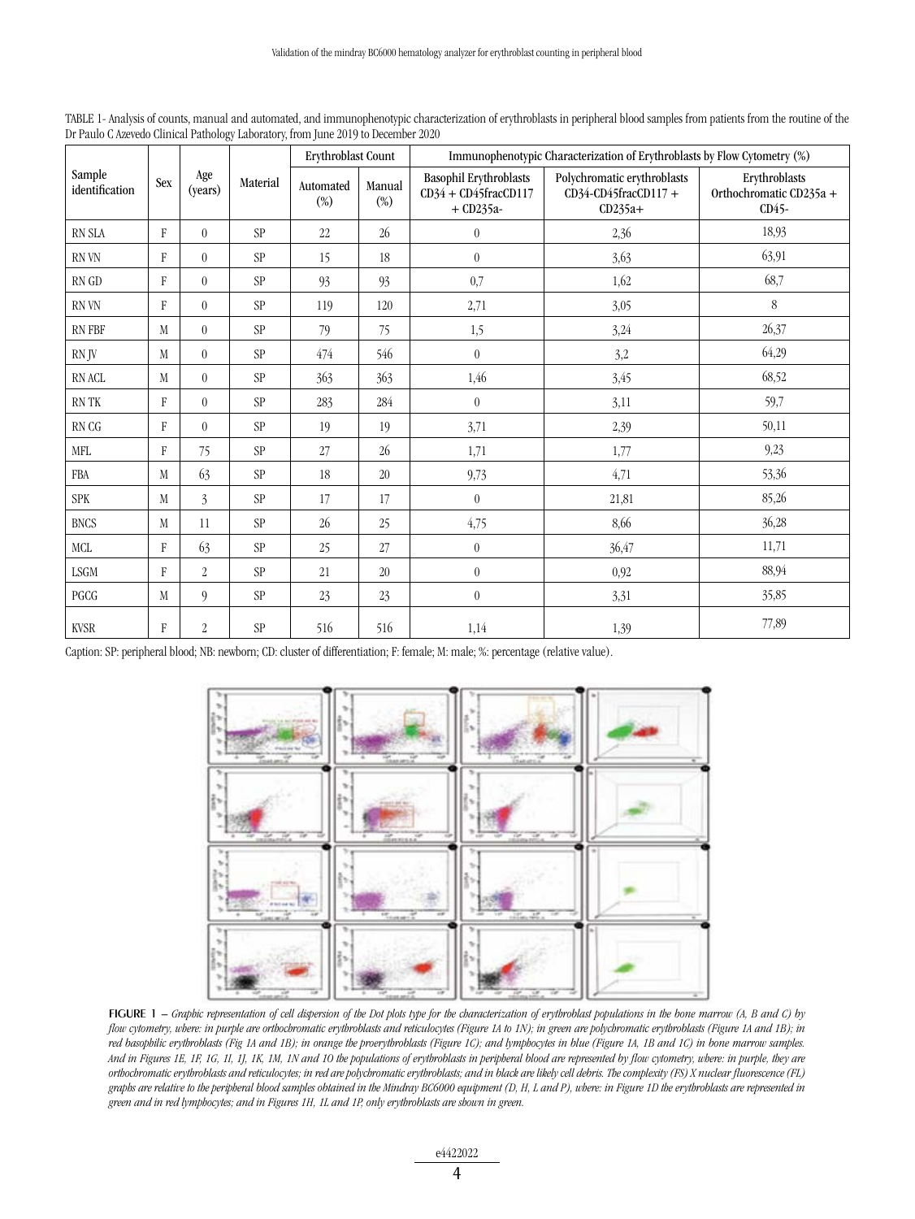TABLE 1- Analysis of counts, manual and automated, and immunophenotypic characterization of erythroblasts in peripheral blood samples from patients from the routine of the Dr Paulo C Azevedo Clinical Pathology Laboratory, from June 2019 to December 2020

| Sample identification | Sex | Age (years) | Material | Erythroblast Count | | Immunophenotypic Characterization of Erythroblasts by Flow Cytometry (%) | | |
|---|---|---|---|---|---|---|---|---|
| | | | | Automated (%) | Manual (%) | Basophil Erythroblasts CD34 + CD45fracCD117 + CD235a- | Polychromatic erythroblasts CD34-CD45fracCD117 + CD235a+ | Erythroblasts Orthochromatic CD235a + CD45- |
| RN SLA | F | 0 | SP | 22 | 26 | 0 | 2,36 | 18,93 |
| RN VN | F | 0 | SP | 15 | 18 | 0 | 3,63 | 63,91 |
| RN GD | F | 0 | SP | 93 | 93 | 0,7 | 1,62 | 68,7 |
| RN VN | F | 0 | SP | 119 | 120 | 2,71 | 3,05 | 8 |
| RN FBF | M | 0 | SP | 79 | 75 | 1,5 | 3,24 | 26,37 |
| RN JV | M | 0 | SP | 474 | 546 | 0 | 3,2 | 64,29 |
| RN ACL | M | 0 | SP | 363 | 363 | 1,46 | 3,45 | 68,52 |
| RN TK | F | 0 | SP | 283 | 284 | 0 | 3,11 | 59,7 |
| RN CG | F | 0 | SP | 19 | 19 | 3,71 | 2,39 | 50,11 |
| MFL | F | 75 | SP | 27 | 26 | 1,71 | 1,77 | 9,23 |
| FBA | M | 63 | SP | 18 | 20 | 9,73 | 4,71 | 53,36 |
| SPK | M | 3 | SP | 17 | 17 | 0 | 21,81 | 85,26 |
| BNCS | M | 11 | SP | 26 | 25 | 4,75 | 8,66 | 36,28 |
| MCL | F | 63 | SP | 25 | 27 | 0 | 36,47 | 11,71 |
| LSGM | F | 2 | SP | 21 | 20 | 0 | 0,92 | 88,94 |
| PGCG | M | 9 | SP | 23 | 23 | 0 | 3,31 | 35,85 |
| KVSR | F | 2 | SP | 516 | 516 | 1,14 | 1,39 | 77,89 |

Caption: SP: peripheral blood; NB: newborn; CD: cluster of differentiation; F: female; M: male; %: percentage (relative value).

**FIGURE 1** – *Graphic representation of cell dispersion of the Dot plots type for the characterization of erythroblast populations in the bone marrow (A, B and C) by flow cytometry, where: in purple are orthochromatic erythroblasts and reticulocytes (Figure 1A to 1N); in green are polychromatic erythroblasts (Figure 1A and 1B); in red basophilic erythroblasts (Fig 1A and 1B); in orange the proerythroblasts (Figure 1C); and lymphocytes in blue (Figure 1A, 1B and 1C) in bone marrow samples. And in Figures 1E, 1F, 1G, 1I, 1J, 1K, 1M, 1N and 1O the populations of erythroblasts in peripheral blood are represented by flow cytometry, where: in purple, they are orthochromatic erythroblasts and reticulocytes; in red are polychromatic erythroblasts; and in black are likely cell debris. The complexity (FS) X nuclear fluorescence (FL) graphs are relative to the peripheral blood samples obtained in the Mindray BC6000 equipment (D, H, L and P), where: in Figure 1D the erythroblasts are represented in green and in red lymphocytes; and in Figures 1H, 1L and 1P, only erythroblasts are shown in green.*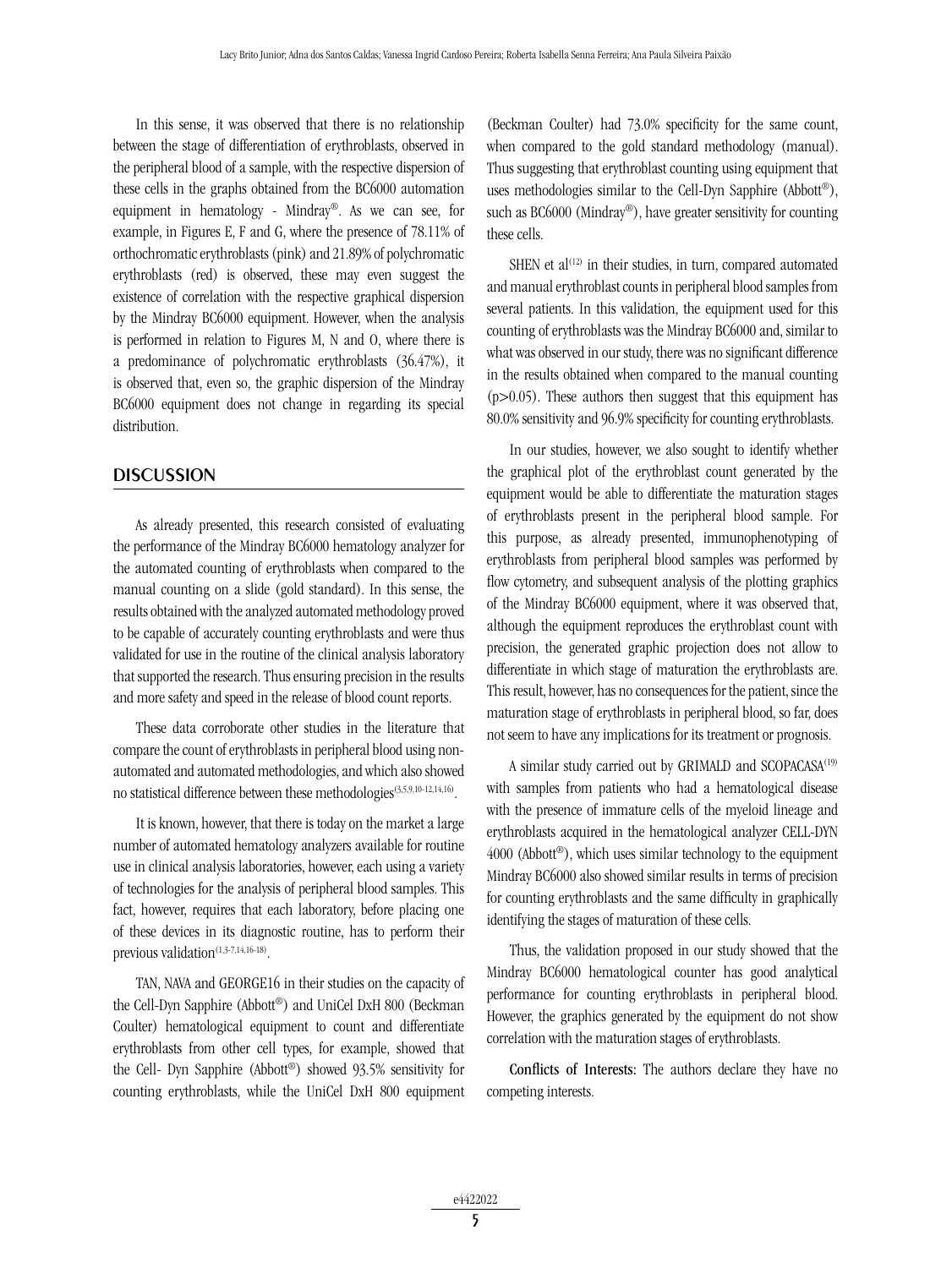In this sense, it was observed that there is no relationship between the stage of differentiation of erythroblasts, observed in the peripheral blood of a sample, with the respective dispersion of these cells in the graphs obtained from the BC6000 automation equipment in hematology - Mindray®. As we can see, for example, in Figures E, F and G, where the presence of 78.11% of orthochromatic erythroblasts (pink) and 21.89% of polychromatic erythroblasts (red) is observed, these may even suggest the existence of correlation with the respective graphical dispersion by the Mindray BC6000 equipment. However, when the analysis is performed in relation to Figures M, N and O, where there is a predominance of polychromatic erythroblasts (36.47%), it is observed that, even so, the graphic dispersion of the Mindray BC6000 equipment does not change in regarding its special distribution.

## DISCUSSION

As already presented, this research consisted of evaluating the performance of the Mindray BC6000 hematology analyzer for the automated counting of erythroblasts when compared to the manual counting on a slide (gold standard). In this sense, the results obtained with the analyzed automated methodology proved to be capable of accurately counting erythroblasts and were thus validated for use in the routine of the clinical analysis laboratory that supported the research. Thus ensuring precision in the results and more safety and speed in the release of blood count reports.

These data corroborate other studies in the literature that compare the count of erythroblasts in peripheral blood using non-automated and automated methodologies, and which also showed no statistical difference between these methodologies[3,5,9,10-12,14,16].

It is known, however, that there is today on the market a large number of automated hematology analyzers available for routine use in clinical analysis laboratories, however, each using a variety of technologies for the analysis of peripheral blood samples. This fact, however, requires that each laboratory, before placing one of these devices in its diagnostic routine, has to perform their previous validation[1,3-7,14,16-18].

TAN, NAVA and GEORGE16 in their studies on the capacity of the Cell-Dyn Sapphire (Abbott®) and UniCel DxH 800 (Beckman Coulter) hematological equipment to count and differentiate erythroblasts from other cell types, for example, showed that the Cell- Dyn Sapphire (Abbott®) showed 93.5% sensitivity for counting erythroblasts, while the UniCel DxH 800 equipment (Beckman Coulter) had 73.0% specificity for the same count, when compared to the gold standard methodology (manual). Thus suggesting that erythroblast counting using equipment that uses methodologies similar to the Cell-Dyn Sapphire (Abbott®), such as BC6000 (Mindray®), have greater sensitivity for counting these cells.

SHEN et al[12] in their studies, in turn, compared automated and manual erythroblast counts in peripheral blood samples from several patients. In this validation, the equipment used for this counting of erythroblasts was the Mindray BC6000 and, similar to what was observed in our study, there was no significant difference in the results obtained when compared to the manual counting ($p>0.05$). These authors then suggest that this equipment has 80.0% sensitivity and 96.9% specificity for counting erythroblasts.

In our studies, however, we also sought to identify whether the graphical plot of the erythroblast count generated by the equipment would be able to differentiate the maturation stages of erythroblasts present in the peripheral blood sample. For this purpose, as already presented, immunophenotyping of erythroblasts from peripheral blood samples was performed by flow cytometry, and subsequent analysis of the plotting graphics of the Mindray BC6000 equipment, where it was observed that, although the equipment reproduces the erythroblast count with precision, the generated graphic projection does not allow to differentiate in which stage of maturation the erythroblasts are. This result, however, has no consequences for the patient, since the maturation stage of erythroblasts in peripheral blood, so far, does not seem to have any implications for its treatment or prognosis.

A similar study carried out by GRIMALD and SCOPACASA[19] with samples from patients who had a hematological disease with the presence of immature cells of the myeloid lineage and erythroblasts acquired in the hematological analyzer CELL-DYN 4000 (Abbott®), which uses similar technology to the equipment Mindray BC6000 also showed similar results in terms of precision for counting erythroblasts and the same difficulty in graphically identifying the stages of maturation of these cells.

Thus, the validation proposed in our study showed that the Mindray BC6000 hematological counter has good analytical performance for counting erythroblasts in peripheral blood. However, the graphics generated by the equipment do not show correlation with the maturation stages of erythroblasts.

**Conflicts of Interests:** The authors declare they have no competing interests.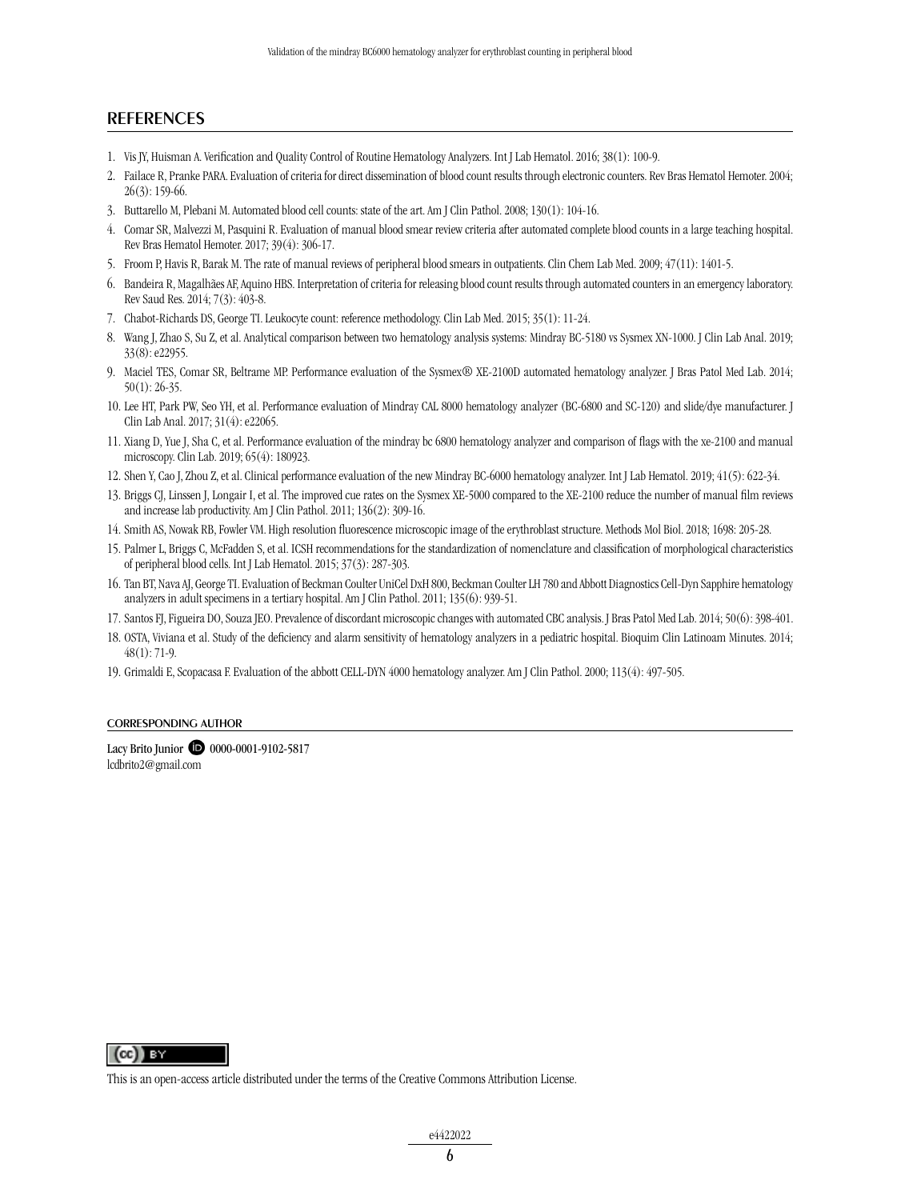## REFERENCES

1. Vis JY, Huisman A. Verification and Quality Control of Routine Hematology Analyzers. Int J Lab Hematol. 2016; 38(1): 100-9.
2. Failace R, Pranke PARA. Evaluation of criteria for direct dissemination of blood count results through electronic counters. Rev Bras Hematol Hemoter. 2004; 26(3): 159-66.
3. Buttarello M, Plebani M. Automated blood cell counts: state of the art. Am J Clin Pathol. 2008; 130(1): 104-16.
4. Comar SR, Malvezzi M, Pasquini R. Evaluation of manual blood smear review criteria after automated complete blood counts in a large teaching hospital. Rev Bras Hematol Hemoter. 2017; 39(4): 306-17.
5. Froom P, Havis R, Barak M. The rate of manual reviews of peripheral blood smears in outpatients. Clin Chem Lab Med. 2009; 47(11): 1401-5.
6. Bandeira R, Magalhães AF, Aquino HBS. Interpretation of criteria for releasing blood count results through automated counters in an emergency laboratory. Rev Saud Res. 2014; 7(3): 403-8.
7. Chabot-Richards DS, George TI. Leukocyte count: reference methodology. Clin Lab Med. 2015; 35(1): 11-24.
8. Wang J, Zhao S, Su Z, et al. Analytical comparison between two hematology analysis systems: Mindray BC-5180 vs Sysmex XN-1000. J Clin Lab Anal. 2019; 33(8): e22955.
9. Maciel TES, Comar SR, Beltrame MP. Performance evaluation of the Sysmex® XE-2100D automated hematology analyzer. J Bras Patol Med Lab. 2014; 50(1): 26-35.
10. Lee HT, Park PW, Seo YH, et al. Performance evaluation of Mindray CAL 8000 hematology analyzer (BC-6800 and SC-120) and slide/dye manufacturer. J Clin Lab Anal. 2017; 31(4): e22065.
11. Xiang D, Yue J, Sha C, et al. Performance evaluation of the mindray bc 6800 hematology analyzer and comparison of flags with the xe-2100 and manual microscopy. Clin Lab. 2019; 65(4): 180923.
12. Shen Y, Cao J, Zhou Z, et al. Clinical performance evaluation of the new Mindray BC-6000 hematology analyzer. Int J Lab Hematol. 2019; 41(5): 622-34.
13. Briggs CJ, Linssen J, Longair I, et al. The improved cue rates on the Sysmex XE-5000 compared to the XE-2100 reduce the number of manual film reviews and increase lab productivity. Am J Clin Pathol. 2011; 136(2): 309-16.
14. Smith AS, Nowak RB, Fowler VM. High resolution fluorescence microscopic image of the erythroblast structure. Methods Mol Biol. 2018; 1698: 205-28.
15. Palmer L, Briggs C, McFadden S, et al. ICSH recommendations for the standardization of nomenclature and classification of morphological characteristics of peripheral blood cells. Int J Lab Hematol. 2015; 37(3): 287-303.
16. Tan BT, Nava AJ, George TI. Evaluation of Beckman Coulter UniCel DxH 800, Beckman Coulter LH 780 and Abbott Diagnostics Cell-Dyn Sapphire hematology analyzers in adult specimens in a tertiary hospital. Am J Clin Pathol. 2011; 135(6): 939-51.
17. Santos FJ, Figueira DO, Souza JEO. Prevalence of discordant microscopic changes with automated CBC analysis. J Bras Patol Med Lab. 2014; 50(6): 398-401.
18. OSTA, Viviana et al. Study of the deficiency and alarm sensitivity of hematology analyzers in a pediatric hospital. Bioquim Clin Latinoam Minutes. 2014; 48(1): 71-9.
19. Grimaldi E, Scopacasa F. Evaluation of the abbott CELL-DYN 4000 hematology analyzer. Am J Clin Pathol. 2000; 113(4): 497-505.

#### CORRESPONDING AUTHOR

**Lacy Brito Junior** 0000-0001-9102-5817
lcdbrito2@gmail.com

This is an open-access article distributed under the terms of the Creative Commons Attribution License.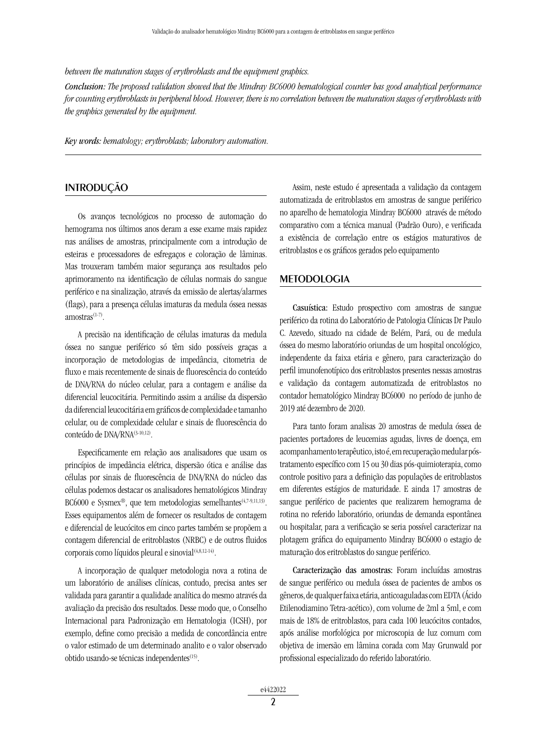*between the maturation stages of erythroblasts and the equipment graphics.*

***Conclusion:*** *The proposed validation showed that the Mindray BC6000 hematological counter has good analytical performance for counting erythroblasts in peripheral blood. However, there is no correlation between the maturation stages of erythroblasts with the graphics generated by the equipment.*

***Key words:*** *hematology; erythroblasts; laboratory automation.*

## INTRODUÇÃO

Os avanços tecnológicos no processo de automação do hemograma nos últimos anos deram a esse exame mais rapidez nas análises de amostras, principalmente com a introdução de esteiras e processadores de esfregaços e coloração de lâminas. Mas trouxeram também maior segurança aos resultados pelo aprimoramento na identificação de células normais do sangue periférico e na sinalização, através da emissão de alertas/alarmes (flags), para a presença células imaturas da medula óssea nessas amostras[1-7].

A precisão na identificação de células imaturas da medula óssea no sangue periférico só têm sido possíveis graças a incorporação de metodologias de impedância, citometria de fluxo e mais recentemente de sinais de fluorescência do conteúdo de DNA/RNA do núcleo celular, para a contagem e análise da diferencial leucocitária. Permitindo assim a análise da dispersão da diferencial leucocitária em gráficos de complexidade e tamanho celular, ou de complexidade celular e sinais de fluorescência do conteúdo de DNA/RNA[3-10,12].

Especificamente em relação aos analisadores que usam os princípios de impedância elétrica, dispersão ótica e análise das células por sinais de fluorescência de DNA/RNA do núcleo das células podemos destacar os analisadores hematológicos Mindray BC6000 e Sysmex®, que tem metodologias semelhantes[4,7-9,11,13]. Esses equipamentos além de fornecer os resultados de contagem e diferencial de leucócitos em cinco partes também se propõem a contagem diferencial de eritroblastos (NRBC) e de outros fluidos corporais como líquidos pleural e sinovial[4,8,12-14].

A incorporação de qualquer metodologia nova a rotina de um laboratório de análises clínicas, contudo, precisa antes ser validada para garantir a qualidade analítica do mesmo através da avaliação da precisão dos resultados. Desse modo que, o Conselho Internacional para Padronização em Hematologia (ICSH), por exemplo, define como precisão a medida de concordância entre o valor estimado de um determinado analito e o valor observado obtido usando-se técnicas independentes[15].

Assim, neste estudo é apresentada a validação da contagem automatizada de eritroblastos em amostras de sangue periférico no aparelho de hematologia Mindray BC6000 através de método comparativo com a técnica manual (Padrão Ouro), e verificada a existência de correlação entre os estágios maturativos de eritroblastos e os gráficos gerados pelo equipamento

## METODOLOGIA

**Casuística**: Estudo prospectivo com amostras de sangue periférico da rotina do Laboratório de Patologia Clínicas Dr Paulo C. Azevedo, situado na cidade de Belém, Pará, ou de medula óssea do mesmo laboratório oriundas de um hospital oncológico, independente da faixa etária e gênero, para caracterização do perfil imunofenotípico dos eritroblastos presentes nessas amostras e validação da contagem automatizada de eritroblastos no contador hematológico Mindray BC6000 no período de junho de 2019 até dezembro de 2020.

Para tanto foram analisas 20 amostras de medula óssea de pacientes portadores de leucemias agudas, livres de doença, em acompanhamento terapêutico, isto é, em recuperação medular pós-tratamento específico com 15 ou 30 dias pós-quimioterapia, como controle positivo para a definição das populações de eritroblastos em diferentes estágios de maturidade. E ainda 17 amostras de sangue periférico de pacientes que realizarem hemograma de rotina no referido laboratório, oriundas de demanda espontânea ou hospitalar, para a verificação se seria possível caracterizar na plotagem gráfica do equipamento Mindray BC6000 o estagio de maturação dos eritroblastos do sangue periférico.

**Caracterização das amostras**: Foram incluídas amostras de sangue periférico ou medula óssea de pacientes de ambos os gêneros, de qualquer faixa etária, anticoaguladas com EDTA (Ácido Etilenodiamino Tetra-acético), com volume de 2ml a 5ml, e com mais de 18% de eritroblastos, para cada 100 leucócitos contados, após análise morfológica por microscopia de luz comum com objetiva de imersão em lâmina corada com May Grunwald por profissional especializado do referido laboratório.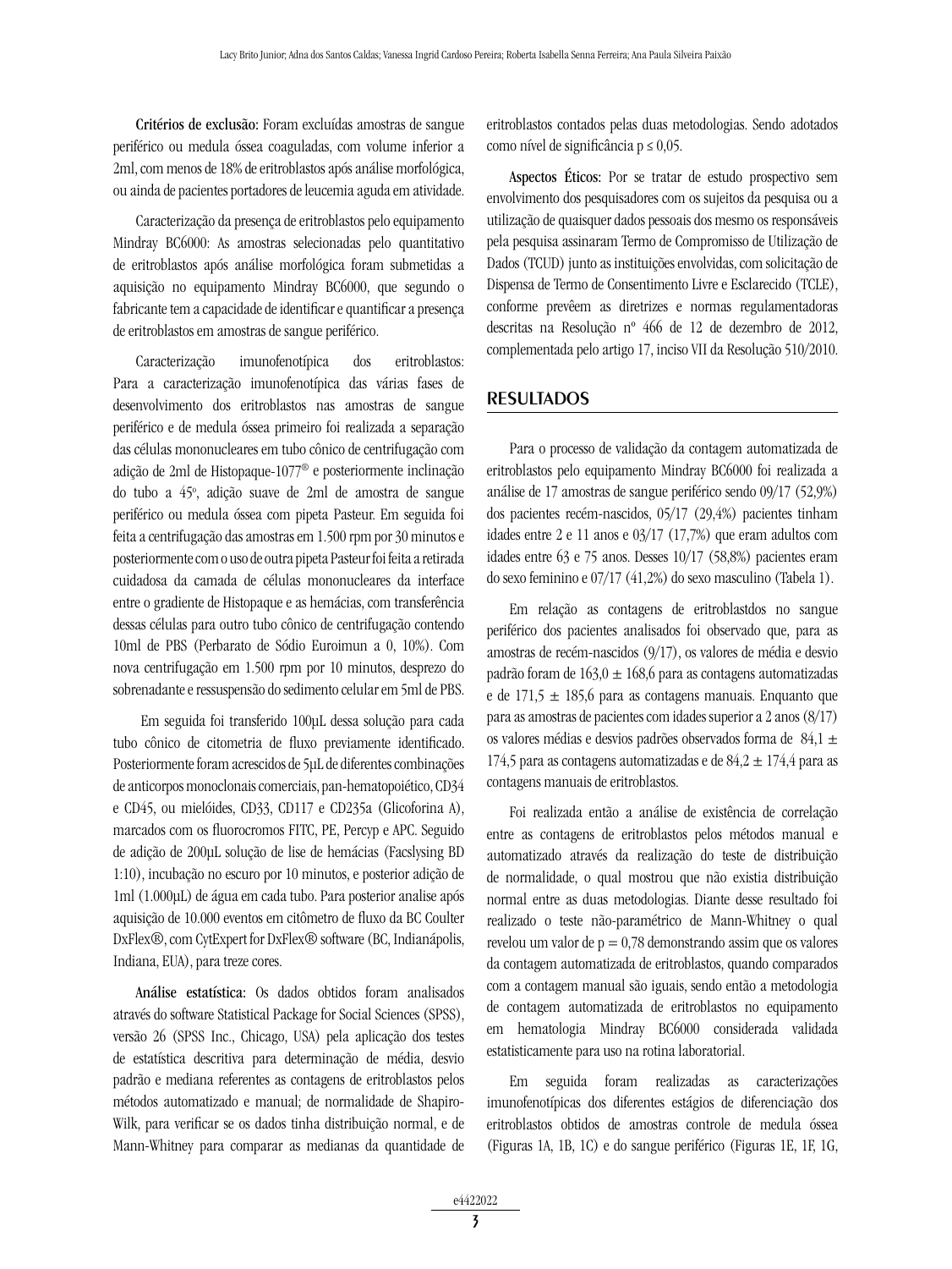**Critérios de exclusão:** Foram excluídas amostras de sangue periférico ou medula óssea coaguladas, com volume inferior a 2ml, com menos de 18% de eritroblastos após análise morfológica, ou ainda de pacientes portadores de leucemia aguda em atividade.

Caracterização da presença de eritroblastos pelo equipamento Mindray BC6000: As amostras selecionadas pelo quantitativo de eritroblastos após análise morfológica foram submetidas a aquisição no equipamento Mindray BC6000, que segundo o fabricante tem a capacidade de identificar e quantificar a presença de eritroblastos em amostras de sangue periférico.

Caracterização imunofenotípica dos eritroblastos: Para a caracterização imunofenotípica das várias fases de desenvolvimento dos eritroblastos nas amostras de sangue periférico e de medula óssea primeiro foi realizada a separação das células mononucleares em tubo cônico de centrifugação com adição de 2ml de Histopaque-1077® e posteriormente inclinação do tubo a 45º, adição suave de 2ml de amostra de sangue periférico ou medula óssea com pipeta Pasteur. Em seguida foi feita a centrifugação das amostras em 1.500 rpm por 30 minutos e posteriormente com o uso de outra pipeta Pasteur foi feita a retirada cuidadosa da camada de células mononucleares da interface entre o gradiente de Histopaque e as hemácias, com transferência dessas células para outro tubo cônico de centrifugação contendo 10ml de PBS (Perbarato de Sódio Euroimun a 0, 10%). Com nova centrifugação em 1.500 rpm por 10 minutos, desprezo do sobrenadante e ressuspensão do sedimento celular em 5ml de PBS.

Em seguida foi transferido 100µL dessa solução para cada tubo cônico de citometria de fluxo previamente identificado. Posteriormente foram acrescidos de 5µL de diferentes combinações de anticorpos monoclonais comerciais, pan-hematopoiético, CD34 e CD45, ou mielóides, CD33, CD117 e CD235a (Glicoforina A), marcados com os fluorocromos FITC, PE, Percyp e APC. Seguido de adição de 200µL solução de lise de hemácias (Facslysing BD 1:10), incubação no escuro por 10 minutos, e posterior adição de 1ml (1.000µL) de água em cada tubo. Para posterior analise após aquisição de 10.000 eventos em citômetro de fluxo da BC Coulter DxFlex®, com CytExpert for DxFlex® software (BC, Indianápolis, Indiana, EUA), para treze cores.

**Análise estatística:** Os dados obtidos foram analisados através do software Statistical Package for Social Sciences (SPSS), versão 26 (SPSS Inc., Chicago, USA) pela aplicação dos testes de estatística descritiva para determinação de média, desvio padrão e mediana referentes as contagens de eritroblastos pelos métodos automatizado e manual; de normalidade de Shapiro-Wilk, para verificar se os dados tinha distribuição normal, e de Mann-Whitney para comparar as medianas da quantidade de eritroblastos contados pelas duas metodologias. Sendo adotados como nível de significância $p \leq 0,05$.

**Aspectos Éticos:** Por se tratar de estudo prospectivo sem envolvimento dos pesquisadores com os sujeitos da pesquisa ou a utilização de quaisquer dados pessoais dos mesmo os responsáveis pela pesquisa assinaram Termo de Compromisso de Utilização de Dados (TCUD) junto as instituições envolvidas, com solicitação de Dispensa de Termo de Consentimento Livre e Esclarecido (TCLE), conforme prevêem as diretrizes e normas regulamentadoras descritas na Resolução nº 466 de 12 de dezembro de 2012, complementada pelo artigo 17, inciso VII da Resolução 510/2010.

## RESULTADOS

Para o processo de validação da contagem automatizada de eritroblastos pelo equipamento Mindray BC6000 foi realizada a análise de 17 amostras de sangue periférico sendo 09/17 (52,9%) dos pacientes recém-nascidos, 05/17 (29,4%) pacientes tinham idades entre 2 e 11 anos e 03/17 (17,7%) que eram adultos com idades entre 63 e 75 anos. Desses 10/17 (58,8%) pacientes eram do sexo feminino e 07/17 (41,2%) do sexo masculino (Tabela 1).

Em relação as contagens de eritroblastdos no sangue periférico dos pacientes analisados foi observado que, para as amostras de recém-nascidos (9/17), os valores de média e desvio padrão foram de $163,0 \pm 168,6$ para as contagens automatizadas e de $171,5 \pm 185,6$ para as contagens manuais. Enquanto que para as amostras de pacientes com idades superior a 2 anos (8/17) os valores médias e desvios padrões observados forma de $84,1 \pm 174,5$ para as contagens automatizadas e de $84,2 \pm 174,4$ para as contagens manuais de eritroblastos.

Foi realizada então a análise de existência de correlação entre as contagens de eritroblastos pelos métodos manual e automatizado através da realização do teste de distribuição de normalidade, o qual mostrou que não existia distribuição normal entre as duas metodologias. Diante desse resultado foi realizado o teste não-paramétrico de Mann-Whitney o qual revelou um valor de $p = 0,78$ demonstrando assim que os valores da contagem automatizada de eritroblastos, quando comparados com a contagem manual são iguais, sendo então a metodologia de contagem automatizada de eritroblastos no equipamento em hematologia Mindray BC6000 considerada validada estatisticamente para uso na rotina laboratorial.

Em seguida foram realizadas as caracterizações imunofenotípicas dos diferentes estágios de diferenciação dos eritroblastos obtidos de amostras controle de medula óssea (Figuras 1A, 1B, 1C) e do sangue periférico (Figuras 1E, 1F, 1G,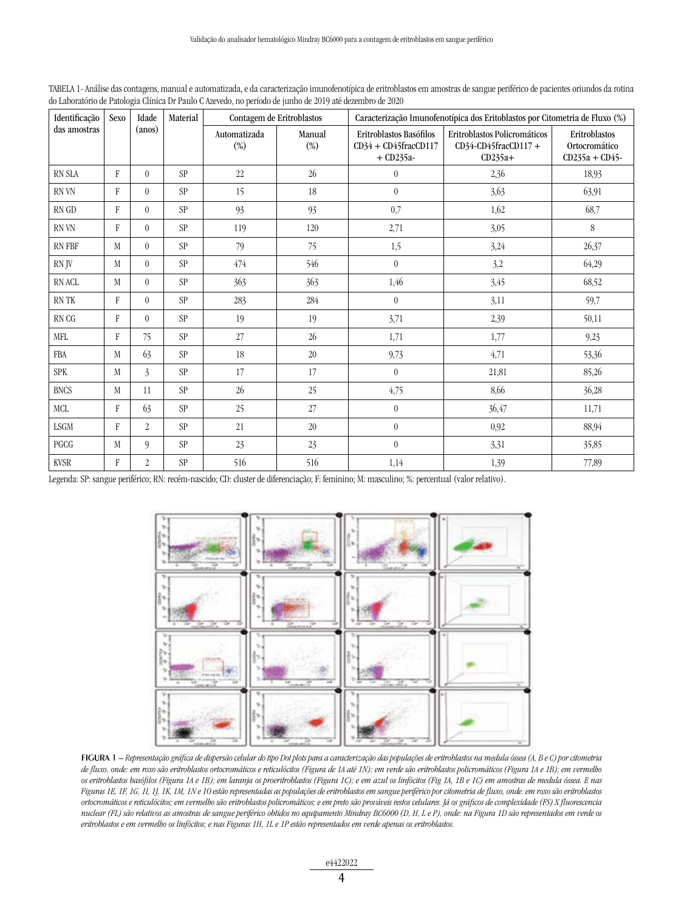TABELA 1- Análise das contagens, manual e automatizada, e da caracterização imunofenotípica de eritroblastos em amostras de sangue periférico de pacientes oriundos da rotina do Laboratório de Patologia Clínica Dr Paulo C Azevedo, no período de junho de 2019 até dezembro de 2020

| Identificação das amostras | Sexo | Idade (anos) | Material | Contagem de Eritroblastos | | Caracterização Imunofenotípica dos Eritoblastos por Citometria de Fluxo (%) | | |
|---|---|---|---|---|---|---|---|---|
| | | | | Automatizada (%) | Manual (%) | Eritroblastos Basófilos CD34 + CD45fracCD117 + CD235a- | Eritroblastos Policromáticos CD34-CD45fracCD117 + CD235a+ | Eritroblastos Ortocromático CD235a + CD45- |
| RN SLA | F | 0 | SP | 22 | 26 | 0 | 2,36 | 18,93 |
| RN VN | F | 0 | SP | 15 | 18 | 0 | 3,63 | 63,91 |
| RN GD | F | 0 | SP | 93 | 93 | 0,7 | 1,62 | 68,7 |
| RN VN | F | 0 | SP | 119 | 120 | 2,71 | 3,05 | 8 |
| RN FBF | M | 0 | SP | 79 | 75 | 1,5 | 3,24 | 26,37 |
| RN JV | M | 0 | SP | 474 | 546 | 0 | 3,2 | 64,29 |
| RN ACL | M | 0 | SP | 363 | 363 | 1,46 | 3,45 | 68,52 |
| RN TK | F | 0 | SP | 283 | 284 | 0 | 3,11 | 59,7 |
| RN CG | F | 0 | SP | 19 | 19 | 3,71 | 2,39 | 50,11 |
| MFL | F | 75 | SP | 27 | 26 | 1,71 | 1,77 | 9,23 |
| FBA | M | 63 | SP | 18 | 20 | 9,73 | 4,71 | 53,36 |
| SPK | M | 3 | SP | 17 | 17 | 0 | 21,81 | 85,26 |
| BNCS | M | 11 | SP | 26 | 25 | 4,75 | 8,66 | 36,28 |
| MCL | F | 63 | SP | 25 | 27 | 0 | 36,47 | 11,71 |
| LSGM | F | 2 | SP | 21 | 20 | 0 | 0,92 | 88,94 |
| PGCG | M | 9 | SP | 23 | 23 | 0 | 3,31 | 35,85 |
| KVSR | F | 2 | SP | 516 | 516 | 1,14 | 1,39 | 77,89 |

Legenda: SP: sangue periférico; RN: recém-nascido; CD: cluster de diferenciação; F: feminino; M: masculino; %: percentual (valor relativo).

**FIGURA 1** – *Representação gráfica de dispersão celular do tipo Dot plots para a caracterização das populações de eritroblastos na medula óssea (A, B e C) por citometria de fluxo, onde: em roxo são eritroblastos ortocromáticos e reticulócitos (Figura de 1A até 1N); em verde são eritroblastos policromáticos (Figura 1A e 1B); em vermelho os eritroblastos basófilos (Figura 1A e 1B); em laranja os proeritroblastos (Figura 1C); e em azul os linfócitos (Fig 1A, 1B e 1C) em amostras de medula óssea. E nas Figuras 1E, 1F, 1G, 1I, 1J, 1K, 1M, 1N e 1O estão representadas as populações de eritroblastos em sangue periférico por citometria de fluxo, onde: em roxo são eritroblastos ortocromáticos e reticulócitos; em vermelho são eritroblastos policromáticos; e em preto são prováveis restos celulares. Já os gráficos de complexidade (FS) X fluorescencia nuclear (FL) são relativos as amostras de sangue periférico obtidos no equipamento Mindray BC6000 (D, H, L e P), onde: na Figura 1D são representados em verde os eritroblastos e em vermelho os linfócitos; e nas Figuras 1H, 1L e 1P estão representados em verde apenas os eritroblastos.*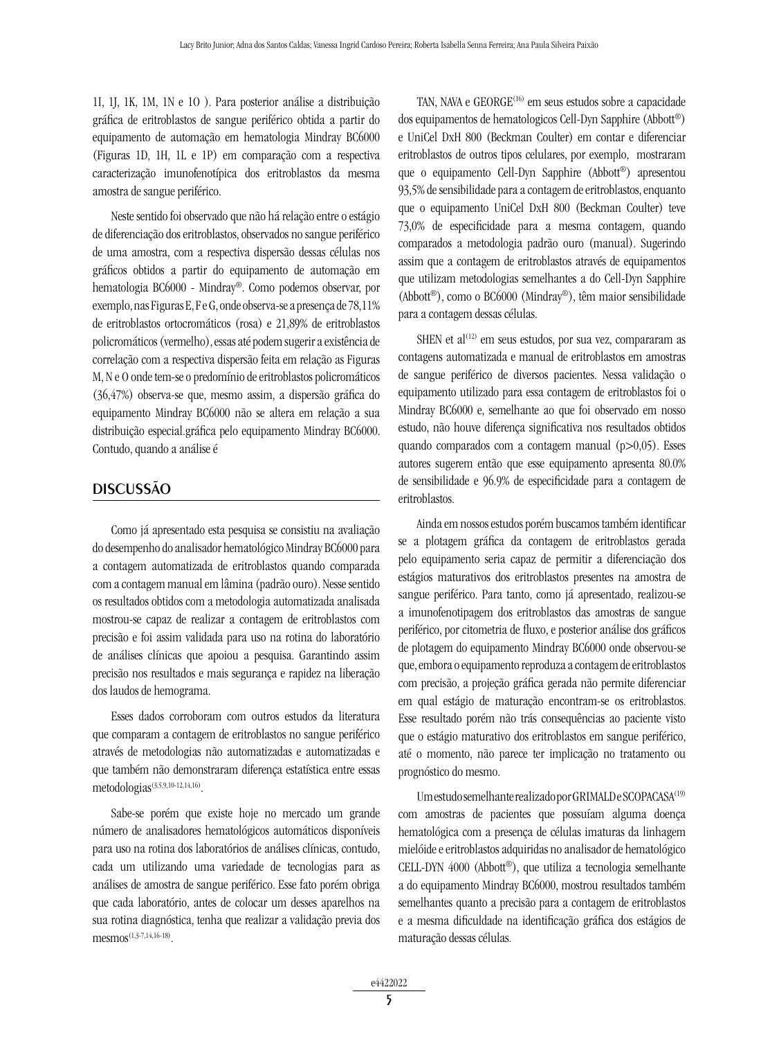1I, 1J, 1K, 1M, 1N e 1O ). Para posterior análise a distribuição gráfica de eritroblastos de sangue periférico obtida a partir do equipamento de automação em hematologia Mindray BC6000 (Figuras 1D, 1H, 1L e 1P) em comparação com a respectiva caracterização imunofenotípica dos eritroblastos da mesma amostra de sangue periférico.

Neste sentido foi observado que não há relação entre o estágio de diferenciação dos eritroblastos, observados no sangue periférico de uma amostra, com a respectiva dispersão dessas células nos gráficos obtidos a partir do equipamento de automação em hematologia BC6000 - Mindray®. Como podemos observar, por exemplo, nas Figuras E, F e G, onde observa-se a presença de 78,11% de eritroblastos ortocromáticos (rosa) e 21,89% de eritroblastos policromáticos (vermelho), essas até podem sugerir a existência de correlação com a respectiva dispersão feita em relação as Figuras M, N e O onde tem-se o predomínio de eritroblastos policromáticos (36,47%) observa-se que, mesmo assim, a dispersão gráfica do equipamento Mindray BC6000 não se altera em relação a sua distribuição especial.gráfica pelo equipamento Mindray BC6000. Contudo, quando a análise é

## DISCUSSÃO

Como já apresentado esta pesquisa se consistiu na avaliação do desempenho do analisador hematológico Mindray BC6000 para a contagem automatizada de eritroblastos quando comparada com a contagem manual em lâmina (padrão ouro). Nesse sentido os resultados obtidos com a metodologia automatizada analisada mostrou-se capaz de realizar a contagem de eritroblastos com precisão e foi assim validada para uso na rotina do laboratório de análises clínicas que apoiou a pesquisa. Garantindo assim precisão nos resultados e mais segurança e rapidez na liberação dos laudos de hemograma.

Esses dados corroboram com outros estudos da literatura que comparam a contagem de eritroblastos no sangue periférico através de metodologias não automatizadas e automatizadas e que também não demonstraram diferença estatística entre essas metodologias[3,5,9,10-12,14,16].

Sabe-se porém que existe hoje no mercado um grande número de analisadores hematológicos automáticos disponíveis para uso na rotina dos laboratórios de análises clínicas, contudo, cada um utilizando uma variedade de tecnologias para as análises de amostra de sangue periférico. Esse fato porém obriga que cada laboratório, antes de colocar um desses aparelhos na sua rotina diagnóstica, tenha que realizar a validação previa dos mesmos[1,3-7,14,16-18].

TAN, NAVA e GEORGE[16] em seus estudos sobre a capacidade dos equipamentos de hematologicos Cell-Dyn Sapphire (Abbott®) e UniCel DxH 800 (Beckman Coulter) em contar e diferenciar eritroblastos de outros tipos celulares, por exemplo, mostraram que o equipamento Cell-Dyn Sapphire (Abbott®) apresentou 93,5% de sensibilidade para a contagem de eritroblastos, enquanto que o equipamento UniCel DxH 800 (Beckman Coulter) teve 73,0% de especificidade para a mesma contagem, quando comparados a metodologia padrão ouro (manual). Sugerindo assim que a contagem de eritroblastos através de equipamentos que utilizam metodologias semelhantes a do Cell-Dyn Sapphire (Abbott®), como o BC6000 (Mindray®), têm maior sensibilidade para a contagem dessas células.

SHEN et al[12] em seus estudos, por sua vez, compararam as contagens automatizada e manual de eritroblastos em amostras de sangue periférico de diversos pacientes. Nessa validação o equipamento utilizado para essa contagem de eritroblastos foi o Mindray BC6000 e, semelhante ao que foi observado em nosso estudo, não houve diferença significativa nos resultados obtidos quando comparados com a contagem manual ($p>0,05$). Esses autores sugerem então que esse equipamento apresenta 80.0% de sensibilidade e 96.9% de especificidade para a contagem de eritroblastos.

Ainda em nossos estudos porém buscamos também identificar se a plotagem gráfica da contagem de eritroblastos gerada pelo equipamento seria capaz de permitir a diferenciação dos estágios maturativos dos eritroblastos presentes na amostra de sangue periférico. Para tanto, como já apresentado, realizou-se a imunofenotipagem dos eritroblastos das amostras de sangue periférico, por citometria de fluxo, e posterior análise dos gráficos de plotagem do equipamento Mindray BC6000 onde observou-se que, embora o equipamento reproduza a contagem de eritroblastos com precisão, a projeção gráfica gerada não permite diferenciar em qual estágio de maturação encontram-se os eritroblastos. Esse resultado porém não trás consequências ao paciente visto que o estágio maturativo dos eritroblastos em sangue periférico, até o momento, não parece ter implicação no tratamento ou prognóstico do mesmo.

Um estudo semelhante realizado por GRIMALDI e SCOPACASA[19] com amostras de pacientes que possuíam alguma doença hematológica com a presença de células imaturas da linhagem mielóide e eritroblastos adquiridas no analisador de hematológico CELL-DYN 4000 (Abbott®), que utiliza a tecnologia semelhante a do equipamento Mindray BC6000, mostrou resultados também semelhantes quanto a precisão para a contagem de eritroblastos e a mesma dificuldade na identificação gráfica dos estágios de maturação dessas células.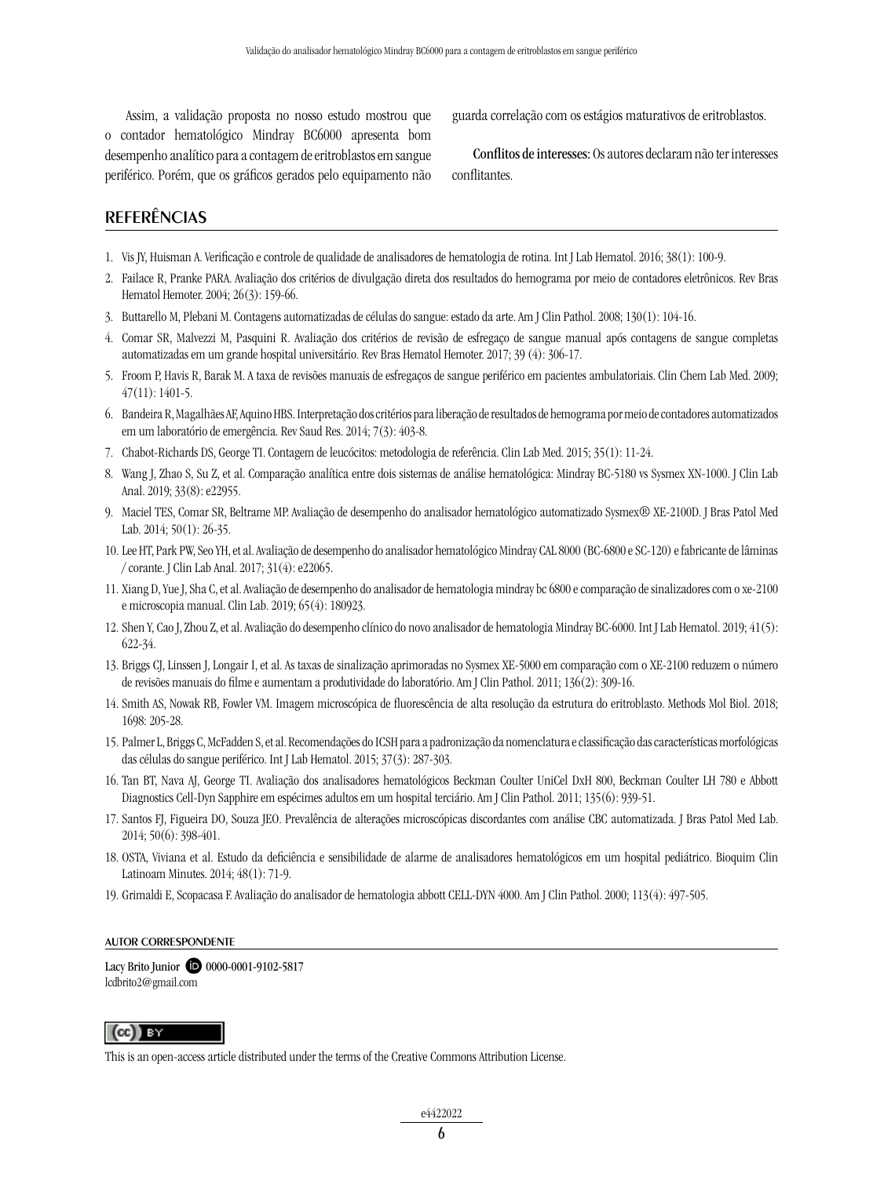Assim, a validação proposta no nosso estudo mostrou que o contador hematológico Mindray BC6000 apresenta bom desempenho analítico para a contagem de eritroblastos em sangue periférico. Porém, que os gráficos gerados pelo equipamento não guarda correlação com os estágios maturativos de eritroblastos.

**Conflitos de interesses:** Os autores declaram não ter interesses conflitantes.

## REFERÊNCIAS

1. Vis JY, Huisman A. Verificação e controle de qualidade de analisadores de hematologia de rotina. Int J Lab Hematol. 2016; 38(1): 100-9.
2. Failace R, Pranke PARA. Avaliação dos critérios de divulgação direta dos resultados do hemograma por meio de contadores eletrônicos. Rev Bras Hematol Hemoter. 2004; 26(3): 159-66.
3. Buttarello M, Plebani M. Contagens automatizadas de células do sangue: estado da arte. Am J Clin Pathol. 2008; 130(1): 104-16.
4. Comar SR, Malvezzi M, Pasquini R. Avaliação dos critérios de revisão de esfregaço de sangue manual após contagens de sangue completas automatizadas em um grande hospital universitário. Rev Bras Hematol Hemoter. 2017; 39 (4): 306-17.
5. Froom P, Havis R, Barak M. A taxa de revisões manuais de esfregaços de sangue periférico em pacientes ambulatoriais. Clin Chem Lab Med. 2009; 47(11): 1401-5.
6. Bandeira R, Magalhães AF, Aquino HBS. Interpretação dos critérios para liberação de resultados de hemograma por meio de contadores automatizados em um laboratório de emergência. Rev Saud Res. 2014; 7(3): 403-8.
7. Chabot-Richards DS, George TI. Contagem de leucócitos: metodologia de referência. Clin Lab Med. 2015; 35(1): 11-24.
8. Wang J, Zhao S, Su Z, et al. Comparação analítica entre dois sistemas de análise hematológica: Mindray BC-5180 vs Sysmex XN-1000. J Clin Lab Anal. 2019; 33(8): e22955.
9. Maciel TES, Comar SR, Beltrame MP. Avaliação de desempenho do analisador hematológico automatizado Sysmex® XE-2100D. J Bras Patol Med Lab. 2014; 50(1): 26-35.
10. Lee HT, Park PW, Seo YH, et al. Avaliação de desempenho do analisador hematológico Mindray CAL 8000 (BC-6800 e SC-120) e fabricante de lâminas / corante. J Clin Lab Anal. 2017; 31(4): e22065.
11. Xiang D, Yue J, Sha C, et al. Avaliação de desempenho do analisador de hematologia mindray bc 6800 e comparação de sinalizadores com o xe-2100 e microscopia manual. Clin Lab. 2019; 65(4): 180923.
12. Shen Y, Cao J, Zhou Z, et al. Avaliação do desempenho clínico do novo analisador de hematologia Mindray BC-6000. Int J Lab Hematol. 2019; 41(5): 622-34.
13. Briggs CJ, Linssen J, Longair I, et al. As taxas de sinalização aprimoradas no Sysmex XE-5000 em comparação com o XE-2100 reduzem o número de revisões manuais do filme e aumentam a produtividade do laboratório. Am J Clin Pathol. 2011; 136(2): 309-16.
14. Smith AS, Nowak RB, Fowler VM. Imagem microscópica de fluorescência de alta resolução da estrutura do eritroblasto. Methods Mol Biol. 2018; 1698: 205-28.
15. Palmer L, Briggs C, McFadden S, et al. Recomendações do ICSH para a padronização da nomenclatura e classificação das características morfológicas das células do sangue periférico. Int J Lab Hematol. 2015; 37(3): 287-303.
16. Tan BT, Nava AJ, George TI. Avaliação dos analisadores hematológicos Beckman Coulter UniCel DxH 800, Beckman Coulter LH 780 e Abbott Diagnostics Cell-Dyn Sapphire em espécimes adultos em um hospital terciário. Am J Clin Pathol. 2011; 135(6): 939-51.
17. Santos FJ, Figueira DO, Souza JEO. Prevalência de alterações microscópicas discordantes com análise CBC automatizada. J Bras Patol Med Lab. 2014; 50(6): 398-401.
18. OSTA, Viviana et al. Estudo da deficiência e sensibilidade de alarme de analisadores hematológicos em um hospital pediátrico. Bioquim Clin Latinoam Minutes. 2014; 48(1): 71-9.
19. Grimaldi E, Scopacasa F. Avaliação do analisador de hematologia abbott CELL-DYN 4000. Am J Clin Pathol. 2000; 113(4): 497-505.

### AUTOR CORRESPONDENTE

**Lacy Brito Junior** 0000-0001-9102-5817
lcdbrito2@gmail.com

This is an open-access article distributed under the terms of the Creative Commons Attribution License.